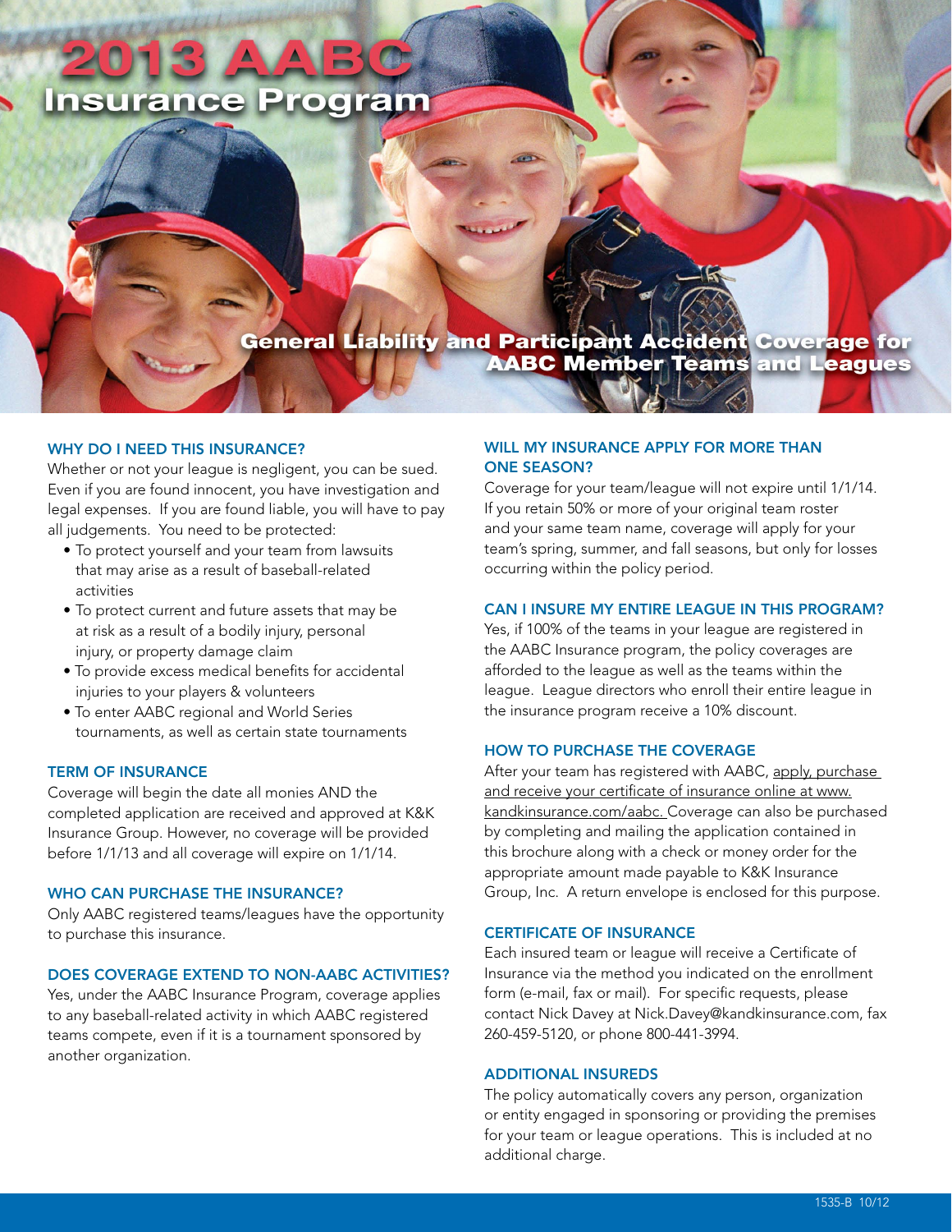# 2013 AABC Insurance Program

## General Liability and Participant Accident Coverage for AABC Member Teams and Leagues

### WHY DO I NEED THIS INSURANCE?

Whether or not your league is negligent, you can be sued. Even if you are found innocent, you have investigation and legal expenses. If you are found liable, you will have to pay all judgements. You need to be protected:

- To protect yourself and your team from lawsuits that may arise as a result of baseball-related activities
- To protect current and future assets that may be at risk as a result of a bodily injury, personal injury, or property damage claim
- To provide excess medical benefits for accidental injuries to your players & volunteers
- To enter AABC regional and World Series tournaments, as well as certain state tournaments

### TERM OF INSURANCE

Coverage will begin the date all monies AND the completed application are received and approved at K&K Insurance Group. However, no coverage will be provided before 1/1/13 and all coverage will expire on 1/1/14.

### WHO CAN PURCHASE THE INSURANCE?

Only AABC registered teams/leagues have the opportunity to purchase this insurance.

### DOES COVERAGE EXTEND TO NON-AABC ACTIVITIES?

Yes, under the AABC Insurance Program, coverage applies to any baseball-related activity in which AABC registered teams compete, even if it is a tournament sponsored by another organization.

### WILL MY INSURANCE APPLY FOR MORE THAN ONE SEASON?

Coverage for your team/league will not expire until 1/1/14. If you retain 50% or more of your original team roster and your same team name, coverage will apply for your team's spring, summer, and fall seasons, but only for losses occurring within the policy period.

### CAN I INSURE MY ENTIRE LEAGUE IN THIS PROGRAM?

Yes, if 100% of the teams in your league are registered in the AABC Insurance program, the policy coverages are afforded to the league as well as the teams within the league. League directors who enroll their entire league in the insurance program receive a 10% discount.

### HOW TO PURCHASE THE COVERAGE

After your team has registered with AABC, apply, purchase and receive your certificate of insurance online at www.kandkinsurance.com/aabc. Coverage can also be purchased by completing and mailing the application contained in this brochure along with a check or money order for the appropriate amount made payable to K&K Insurance Group, Inc. A return envelope is enclosed for this purpose.

### CERTIFICATE OF INSURANCE

Each insured team or league will receive a Certificate of Insurance via the method you indicated on the enrollment form (e-mail, fax or mail). For specific requests, please contact Nick Davey at Nick.Davey@kandkinsurance.com, fax 260-459-5120, or phone 800-441-3994.

### ADDITIONAL INSUREDS

The policy automatically covers any person, organization or entity engaged in sponsoring or providing the premises for your team or league operations. This is included at no additional charge.

1535-B 10/12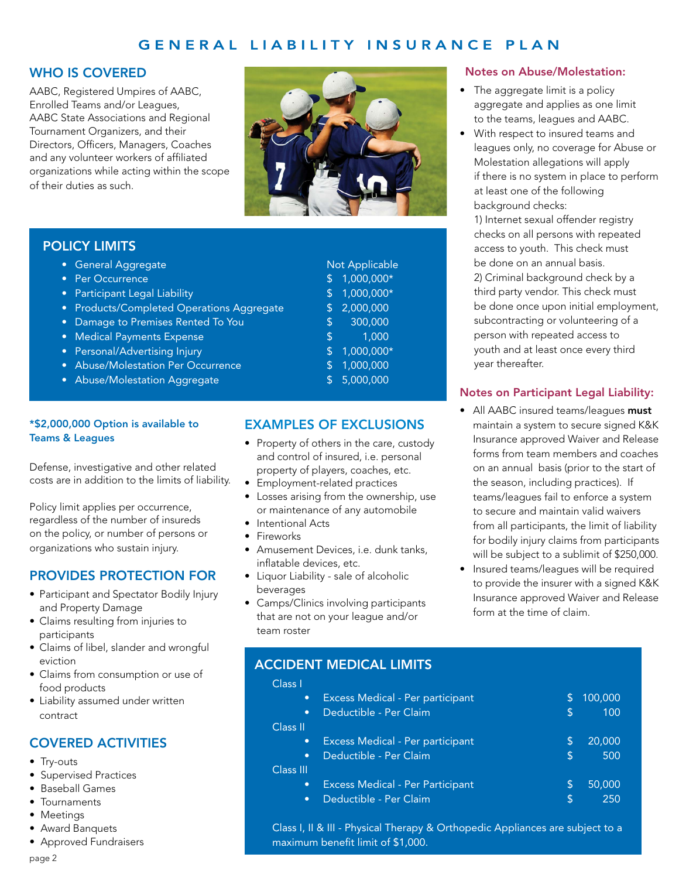# GENERAL LIABILITY INSURANCE PLAN

## WHO IS COVERED

AABC, Registered Umpires of AABC, Enrolled Teams and/or Leagues, AABC State Associations and Regional Tournament Organizers, and their Directors, Officers, Managers, Coaches and any volunteer workers of affiliated organizations while acting within the scope of their duties as such.

## POLICY LIMITS

| | |
|---|---|
| • General Aggregate | Not Applicable |
| • Per Occurrence | $ 1,000,000* |
| • Participant Legal Liability | $ 1,000,000* |
| • Products/Completed Operations Aggregate | $ 2,000,000 |
| • Damage to Premises Rented To You | $ 300,000 |
| • Medical Payments Expense | $ 1,000 |
| • Personal/Advertising Injury | $ 1,000,000* |
| • Abuse/Molestation Per Occurrence | $ 1,000,000 |
| • Abuse/Molestation Aggregate | $ 5,000,000 |

**\*$2,000,000 Option is available to Teams & Leagues**

Defense, investigative and other related costs are in addition to the limits of liability.

Policy limit applies per occurrence, regardless of the number of insureds on the policy, or number of persons or organizations who sustain injury.

## PROVIDES PROTECTION FOR

- Participant and Spectator Bodily Injury and Property Damage
- Claims resulting from injuries to participants
- Claims of libel, slander and wrongful eviction
- Claims from consumption or use of food products
- Liability assumed under written contract

## COVERED ACTIVITIES

- Try-outs
- Supervised Practices
- Baseball Games
- Tournaments
- Meetings
- Award Banquets
- Approved Fundraisers

## EXAMPLES OF EXCLUSIONS

- Property of others in the care, custody and control of insured, i.e. personal property of players, coaches, etc.
- Employment-related practices
- Losses arising from the ownership, use or maintenance of any automobile
- Intentional Acts
- Fireworks
- Amusement Devices, i.e. dunk tanks, inflatable devices, etc.
- Liquor Liability - sale of alcoholic beverages
- Camps/Clinics involving participants that are not on your league and/or team roster

## ACCIDENT MEDICAL LIMITS

| | |
|---|---|
| **Class I** | |
| • Excess Medical - Per participant | $ 100,000 |
| • Deductible - Per Claim | $ 100 |
| **Class II** | |
| • Excess Medical - Per participant | $ 20,000 |
| • Deductible - Per Claim | $ 500 |
| **Class III** | |
| • Excess Medical - Per Participant | $ 50,000 |
| • Deductible - Per Claim | $ 250 |

Class I, II & III - Physical Therapy & Orthopedic Appliances are subject to a maximum benefit limit of $1,000.

## Notes on Abuse/Molestation:

- The aggregate limit is a policy aggregate and applies as one limit to the teams, leagues and AABC.
- With respect to insured teams and leagues only, no coverage for Abuse or Molestation allegations will apply if there is no system in place to perform at least one of the following background checks:
  1) Internet sexual offender registry checks on all persons with repeated access to youth. This check must be done on an annual basis.
  2) Criminal background check by a third party vendor. This check must be done once upon initial employment, subcontracting or volunteering of a person with repeated access to youth and at least once every third year thereafter.

## Notes on Participant Legal Liability:

- All AABC insured teams/leagues **must** maintain a system to secure signed K&K Insurance approved Waiver and Release forms from team members and coaches on an annual basis (prior to the start of the season, including practices). If teams/leagues fail to enforce a system to secure and maintain valid waivers from all participants, the limit of liability for bodily injury claims from participants will be subject to a sublimit of $250,000.
- Insured teams/leagues will be required to provide the insurer with a signed K&K Insurance approved Waiver and Release form at the time of claim.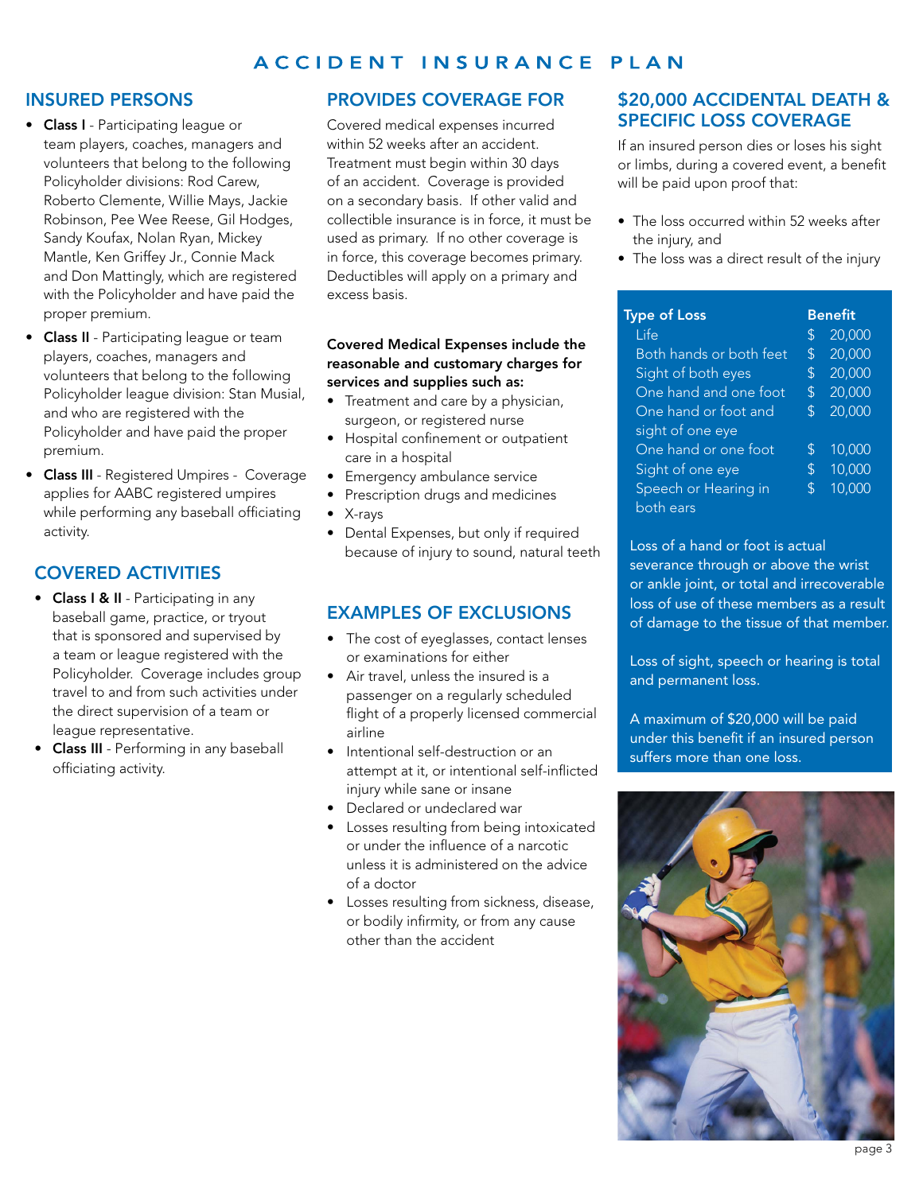# ACCIDENT INSURANCE PLAN

## INSURED PERSONS

- **Class I** - Participating league or team players, coaches, managers and volunteers that belong to the following Policyholder divisions: Rod Carew, Roberto Clemente, Willie Mays, Jackie Robinson, Pee Wee Reese, Gil Hodges, Sandy Koufax, Nolan Ryan, Mickey Mantle, Ken Griffey Jr., Connie Mack and Don Mattingly, which are registered with the Policyholder and have paid the proper premium.
- **Class II** - Participating league or team players, coaches, managers and volunteers that belong to the following Policyholder league division: Stan Musial, and who are registered with the Policyholder and have paid the proper premium.
- **Class III** - Registered Umpires - Coverage applies for AABC registered umpires while performing any baseball officiating activity.

## COVERED ACTIVITIES

- **Class I & II** - Participating in any baseball game, practice, or tryout that is sponsored and supervised by a team or league registered with the Policyholder. Coverage includes group travel to and from such activities under the direct supervision of a team or league representative.
- **Class III** - Performing in any baseball officiating activity.

## PROVIDES COVERAGE FOR

Covered medical expenses incurred within 52 weeks after an accident. Treatment must begin within 30 days of an accident. Coverage is provided on a secondary basis. If other valid and collectible insurance is in force, it must be used as primary. If no other coverage is in force, this coverage becomes primary. Deductibles will apply on a primary and excess basis.

**Covered Medical Expenses include the reasonable and customary charges for services and supplies such as:**

- Treatment and care by a physician, surgeon, or registered nurse
- Hospital confinement or outpatient care in a hospital
- Emergency ambulance service
- Prescription drugs and medicines
- X-rays
- Dental Expenses, but only if required because of injury to sound, natural teeth

## EXAMPLES OF EXCLUSIONS

- The cost of eyeglasses, contact lenses or examinations for either
- Air travel, unless the insured is a passenger on a regularly scheduled flight of a properly licensed commercial airline
- Intentional self-destruction or an attempt at it, or intentional self-inflicted injury while sane or insane
- Declared or undeclared war
- Losses resulting from being intoxicated or under the influence of a narcotic unless it is administered on the advice of a doctor
- Losses resulting from sickness, disease, or bodily infirmity, or from any cause other than the accident

## $20,000 ACCIDENTAL DEATH & SPECIFIC LOSS COVERAGE

If an insured person dies or loses his sight or limbs, during a covered event, a benefit will be paid upon proof that:

- The loss occurred within 52 weeks after the injury, and
- The loss was a direct result of the injury

| Type of Loss | Benefit |
|---|---|
| Life | $ 20,000 |
| Both hands or both feet | $ 20,000 |
| Sight of both eyes | $ 20,000 |
| One hand and one foot | $ 20,000 |
| One hand or foot and sight of one eye | $ 20,000 |
| One hand or one foot | $ 10,000 |
| Sight of one eye | $ 10,000 |
| Speech or Hearing in both ears | $ 10,000 |

Loss of a hand or foot is actual severance through or above the wrist or ankle joint, or total and irrecoverable loss of use of these members as a result of damage to the tissue of that member.

Loss of sight, speech or hearing is total and permanent loss.

A maximum of $20,000 will be paid under this benefit if an insured person suffers more than one loss.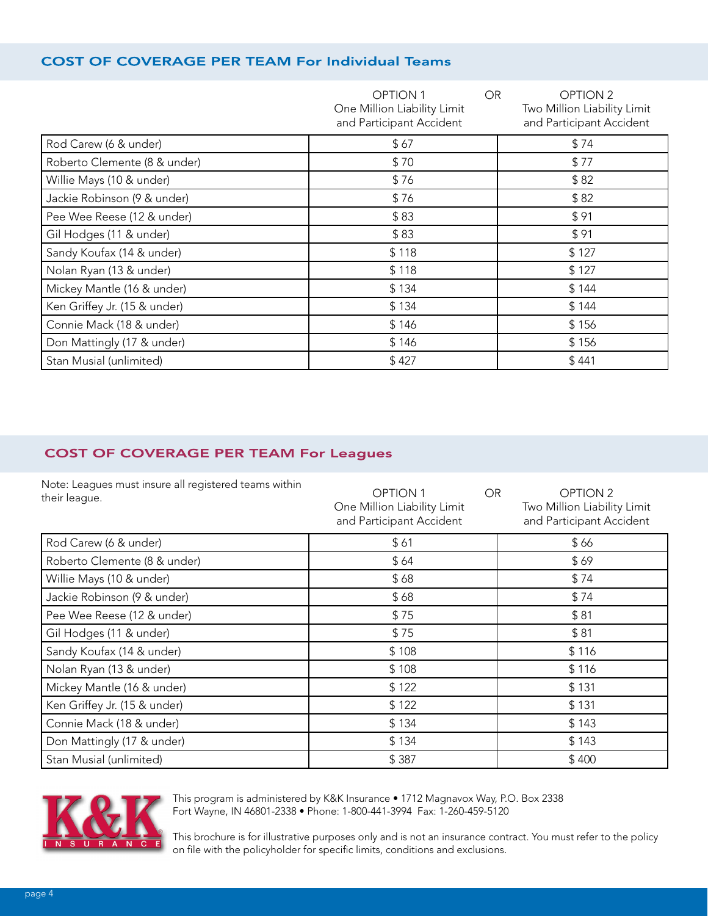## COST OF COVERAGE PER TEAM For Individual Teams

| | OPTION 1<br>One Million Liability Limit<br>and Participant Accident | OR | OPTION 2<br>Two Million Liability Limit<br>and Participant Accident |
|---|---|---|---|
| Rod Carew (6 & under) | $ 67 | | $ 74 |
| Roberto Clemente (8 & under) | $ 70 | | $ 77 |
| Willie Mays (10 & under) | $ 76 | | $ 82 |
| Jackie Robinson (9 & under) | $ 76 | | $ 82 |
| Pee Wee Reese (12 & under) | $ 83 | | $ 91 |
| Gil Hodges (11 & under) | $ 83 | | $ 91 |
| Sandy Koufax (14 & under) | $ 118 | | $ 127 |
| Nolan Ryan (13 & under) | $ 118 | | $ 127 |
| Mickey Mantle (16 & under) | $ 134 | | $ 144 |
| Ken Griffey Jr. (15 & under) | $ 134 | | $ 144 |
| Connie Mack (18 & under) | $ 146 | | $ 156 |
| Don Mattingly (17 & under) | $ 146 | | $ 156 |
| Stan Musial (unlimited) | $ 427 | | $ 441 |

## COST OF COVERAGE PER TEAM For Leagues

| Note: Leagues must insure all registered teams within their league. | OPTION 1<br>One Million Liability Limit<br>and Participant Accident | OR | OPTION 2<br>Two Million Liability Limit<br>and Participant Accident |
|---|---|---|---|
| Rod Carew (6 & under) | $ 61 | | $ 66 |
| Roberto Clemente (8 & under) | $ 64 | | $ 69 |
| Willie Mays (10 & under) | $ 68 | | $ 74 |
| Jackie Robinson (9 & under) | $ 68 | | $ 74 |
| Pee Wee Reese (12 & under) | $ 75 | | $ 81 |
| Gil Hodges (11 & under) | $ 75 | | $ 81 |
| Sandy Koufax (14 & under) | $ 108 | | $ 116 |
| Nolan Ryan (13 & under) | $ 108 | | $ 116 |
| Mickey Mantle (16 & under) | $ 122 | | $ 131 |
| Ken Griffey Jr. (15 & under) | $ 122 | | $ 131 |
| Connie Mack (18 & under) | $ 134 | | $ 143 |
| Don Mattingly (17 & under) | $ 134 | | $ 143 |
| Stan Musial (unlimited) | $ 387 | | $ 400 |

K&K INSURANCE

This program is administered by K&K Insurance • 1712 Magnavox Way, P.O. Box 2338 Fort Wayne, IN 46801-2338 • Phone: 1-800-441-3994 Fax: 1-260-459-5120

This brochure is for illustrative purposes only and is not an insurance contract. You must refer to the policy on file with the policyholder for specific limits, conditions and exclusions.